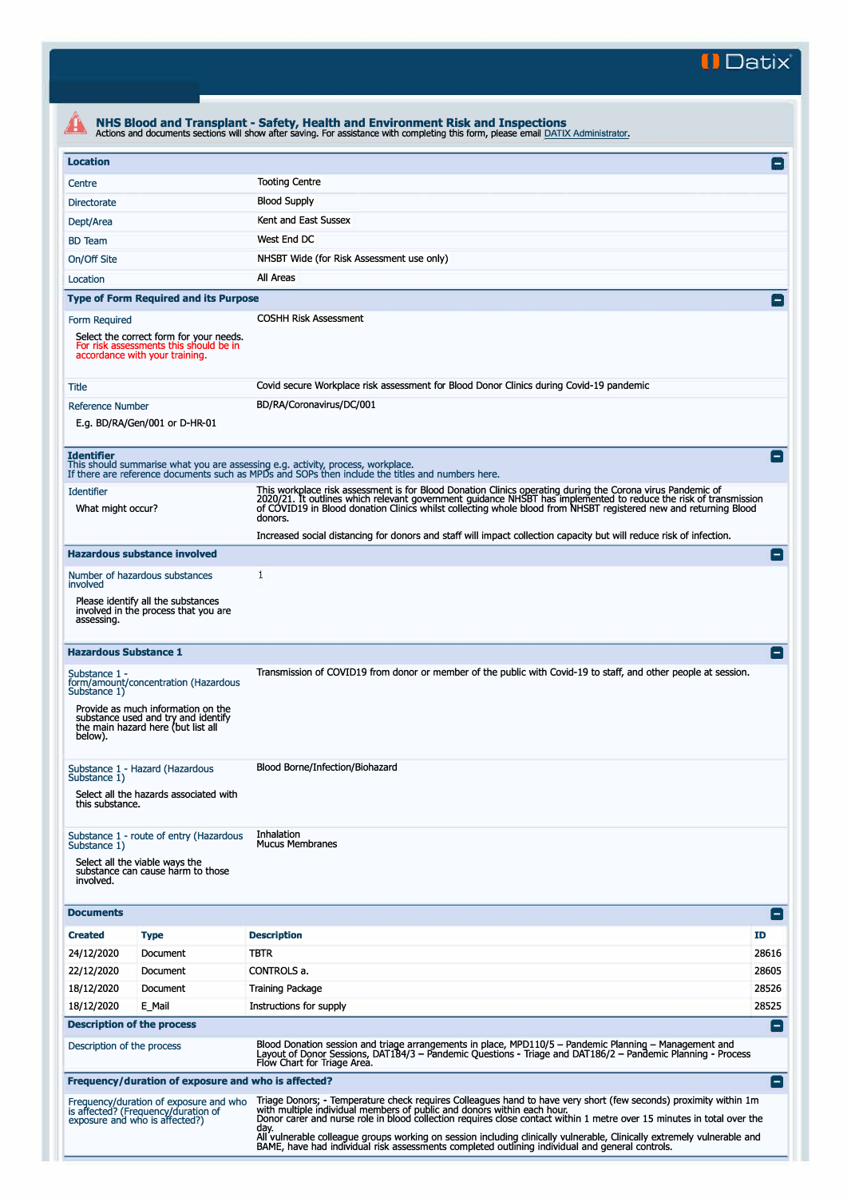Datix

# NHS Blood and Transplant - Safety, Health and Environment Risk and Inspections

Actions and documents sections will show after saving. For assistance with completing this form, please email DATIX Administrator.

## Location

| | |
|---|---|
| Centre | Tooting Centre |
| Directorate | Blood Supply |
| Dept/Area | Kent and East Sussex |
| BD Team | West End DC |
| On/Off Site | NHSBT Wide (for Risk Assessment use only) |
| Location | All Areas |

## Type of Form Required and its Purpose

| | |
|---|---|
| Form Required<br><br>Select the correct form for your needs. For risk assessments this should be in accordance with your training. | COSHH Risk Assessment |
| Title | Covid secure Workplace risk assessment for Blood Donor Clinics during Covid-19 pandemic |
| Reference Number<br><br>E.g. BD/RA/Gen/001 or D-HR-01 | BD/RA/Coronavirus/DC/001 |

## Identifier

This should summarise what you are assessing e.g. activity, process, workplace.
If there are reference documents such as MPDs and SOPs then include the titles and numbers here.

| | |
|---|---|
| Identifier<br><br>What might occur? | This workplace risk assessment is for Blood Donation Clinics operating during the Corona virus Pandemic of 2020/21. It outlines which relevant government guidance NHSBT has implemented to reduce the risk of transmission of COVID19 in Blood donation Clinics whilst collecting whole blood from NHSBT registered new and returning Blood donors.<br><br>Increased social distancing for donors and staff will impact collection capacity but will reduce risk of infection. |

## Hazardous substance involved

| | |
|---|---|
| Number of hazardous substances involved<br><br>Please identify all the substances involved in the process that you are assessing. | 1 |

## Hazardous Substance 1

| | |
|---|---|
| Substance 1 - form/amount/concentration (Hazardous Substance 1)<br><br>Provide as much information on the substance used and try and identify the main hazard here (but list all below). | Transmission of COVID19 from donor or member of the public with Covid-19 to staff, and other people at session. |
| Substance 1 - Hazard (Hazardous Substance 1)<br><br>Select all the hazards associated with this substance. | Blood Borne/Infection/Biohazard |
| Substance 1 - route of entry (Hazardous Substance 1)<br><br>Select all the viable ways the substance can cause harm to those involved. | Inhalation<br>Mucus Membranes |

## Documents

| Created | Type | Description | ID |
|---|---|---|---|
| 24/12/2020 | Document | TBTR | 28616 |
| 22/12/2020 | Document | CONTROLS a. | 28605 |
| 18/12/2020 | Document | Training Package | 28526 |
| 18/12/2020 | E_Mail | Instructions for supply | 28525 |

## Description of the process

| | |
|---|---|
| Description of the process | Blood Donation session and triage arrangements in place, MPD110/5 – Pandemic Planning – Management and Layout of Donor Sessions, DAT184/3 – Pandemic Questions - Triage and DAT186/2 – Pandemic Planning - Process Flow Chart for Triage Area. |

## Frequency/duration of exposure and who is affected?

| | |
|---|---|
| Frequency/duration of exposure and who is affected? (Frequency/duration of exposure and who is affected?) | Triage Donors; - Temperature check requires Colleagues hand to have very short (few seconds) proximity within 1m with multiple individual members of public and donors within each hour.<br>Donor carer and nurse role in blood collection requires close contact within 1 metre over 15 minutes in total over the day.<br>All vulnerable colleague groups working on session including clinically vulnerable, Clinically extremely vulnerable and BAME, have had individual risk assessments completed outlining individual and general controls. |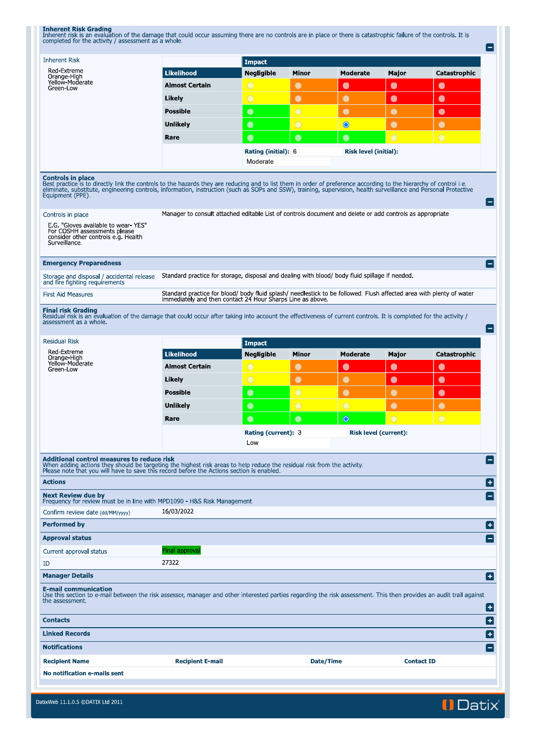## Inherent Risk Grading

Inherent risk is an evaluation of the damage that could occur assuming there are no controls are in place or there is catastrophic failure of the controls. It is completed for the activity / assessment as a whole.

**Inherent Risk**

Red-Extreme
Orange-High
Yellow-Moderate
Green-Low

| | Impact | | | | |
|---|---|---|---|---|---|
| **Likelihood** | **Negligible** | **Minor** | **Moderate** | **Major** | **Catastrophic** |
| **Almost Certain** | | | | | |
| **Likely** | | | | | |
| **Possible** | | | | | |
| **Unlikely** | | | ● | | |
| **Rare** | | | | | |

**Rating (initial):** 6 **Risk level (initial):** Moderate

## Controls in place

Best practice is to directly link the controls to the hazards they are reducing and to list them in order of preference according to the hierarchy of control i.e. eliminate, substitute, engineering controls, information, instruction (such as SOPs and SSW), training, supervision, health surveillance and Personal Protective Equipment (PPE).

| | |
|---|---|
| Controls in place<br><br>E.G. "Gloves available to wear- YES" For COSHH assessments please consider other controls e.g. Health Surveillance. | Manager to consult attached editable List of controls document and delete or add controls as appropriate |

## Emergency Preparedness

| | |
|---|---|
| Storage and disposal / accidental release and fire fighting requirements | Standard practice for storage, disposal and dealing with blood/ body fluid spillage if needed. |
| First Aid Measures | Standard practice for blood/ body fluid splash/ needlestick to be followed. Flush affected area with plenty of water immediately and then contact 24 Hour Sharps Line as above. |

## Final risk Grading

Residual risk is an evaluation of the damage that could occur after taking into account the effectiveness of current controls. It is completed for the activity / assessment as a whole.

**Residual Risk**

Red-Extreme
Orange-High
Yellow-Moderate
Green-Low

| | Impact | | | | |
|---|---|---|---|---|---|
| **Likelihood** | **Negligible** | **Minor** | **Moderate** | **Major** | **Catastrophic** |
| **Almost Certain** | | | | | |
| **Likely** | | | | | |
| **Possible** | | | | | |
| **Unlikely** | | | | | |
| **Rare** | | | ● | | |

**Rating (current):** 3 **Risk level (current):** Low

## Additional control measures to reduce risk

When adding actions they should be targeting the highest risk areas to help reduce the residual risk from the activity.
Please note that you will have to save this record before the Actions section is enabled.

## Actions

## Next Review due by

Frequency for review must be in line with MPD1090 - H&S Risk Management

| | |
|---|---|
| Confirm review date (dd/MM/yyyy) | 16/03/2022 |

## Performed by

## Approval status

| | |
|---|---|
| Current approval status | Final approval |
| ID | 27322 |

## Manager Details

## E-mail communication

Use this section to e-mail between the risk assessor, manager and other interested parties regarding the risk assessment. This then provides an audit trail against the assessment.

## Contacts

## Linked Records

## Notifications

| Recipient Name | Recipient E-mail | Date/Time | Contact ID |
|---|---|---|---|
| **No notification e-mails sent** | | | |

DatixWeb 11.1.0.5 ©DATIX Ltd 2011